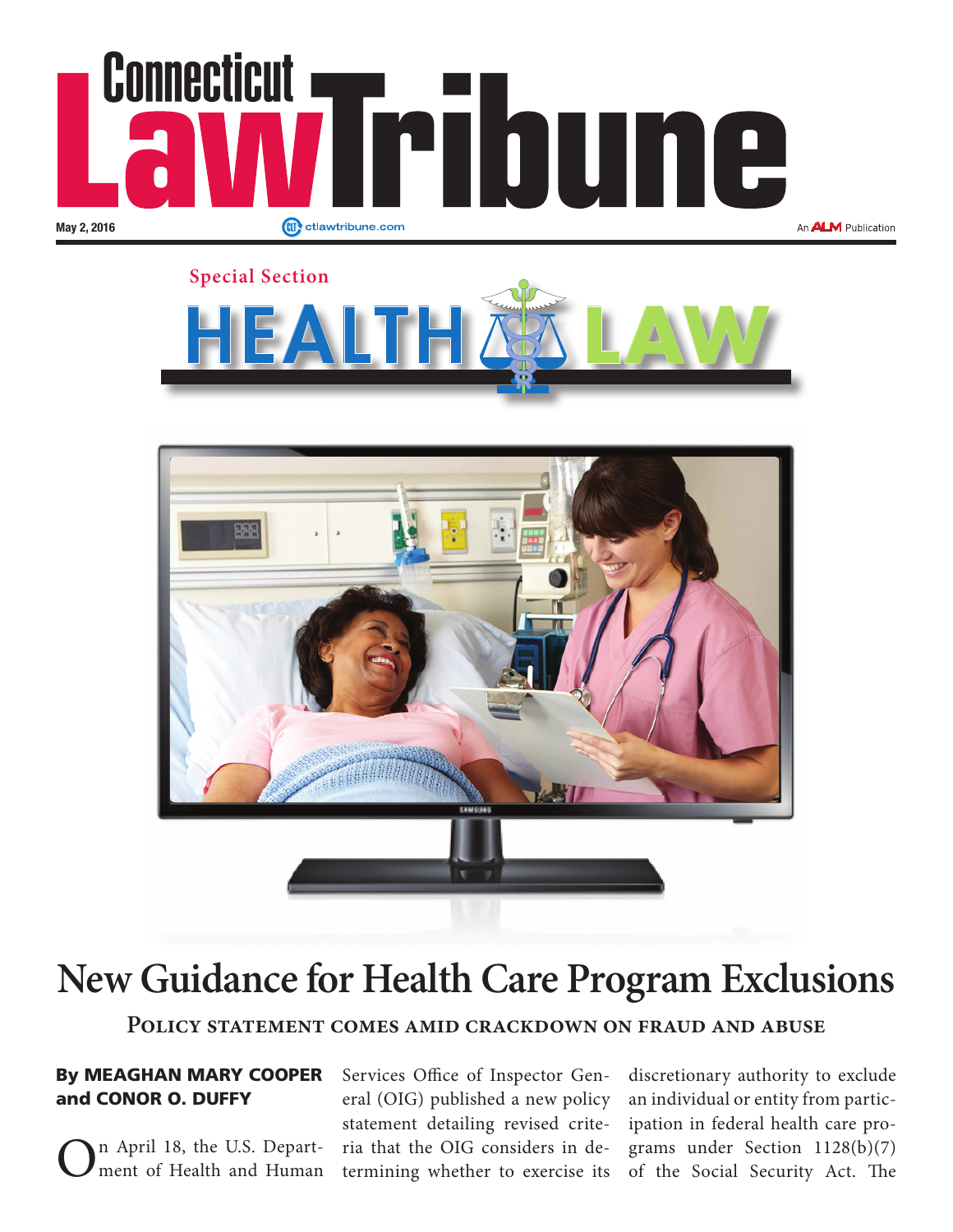# Connecticut Law Tribune

May 2, 2016

ctlawtribune.com

An ALM Publication

Special Section

## HEALTH LAW

# New Guidance for Health Care Program Exclusions

## Policy statement comes amid crackdown on fraud and abuse

**By MEAGHAN MARY COOPER and CONOR O. DUFFY**

On April 18, the U.S. Department of Health and Human Services Office of Inspector General (OIG) published a new policy statement detailing revised criteria that the OIG considers in determining whether to exercise its discretionary authority to exclude an individual or entity from participation in federal health care programs under Section 1128(b)(7) of the Social Security Act. The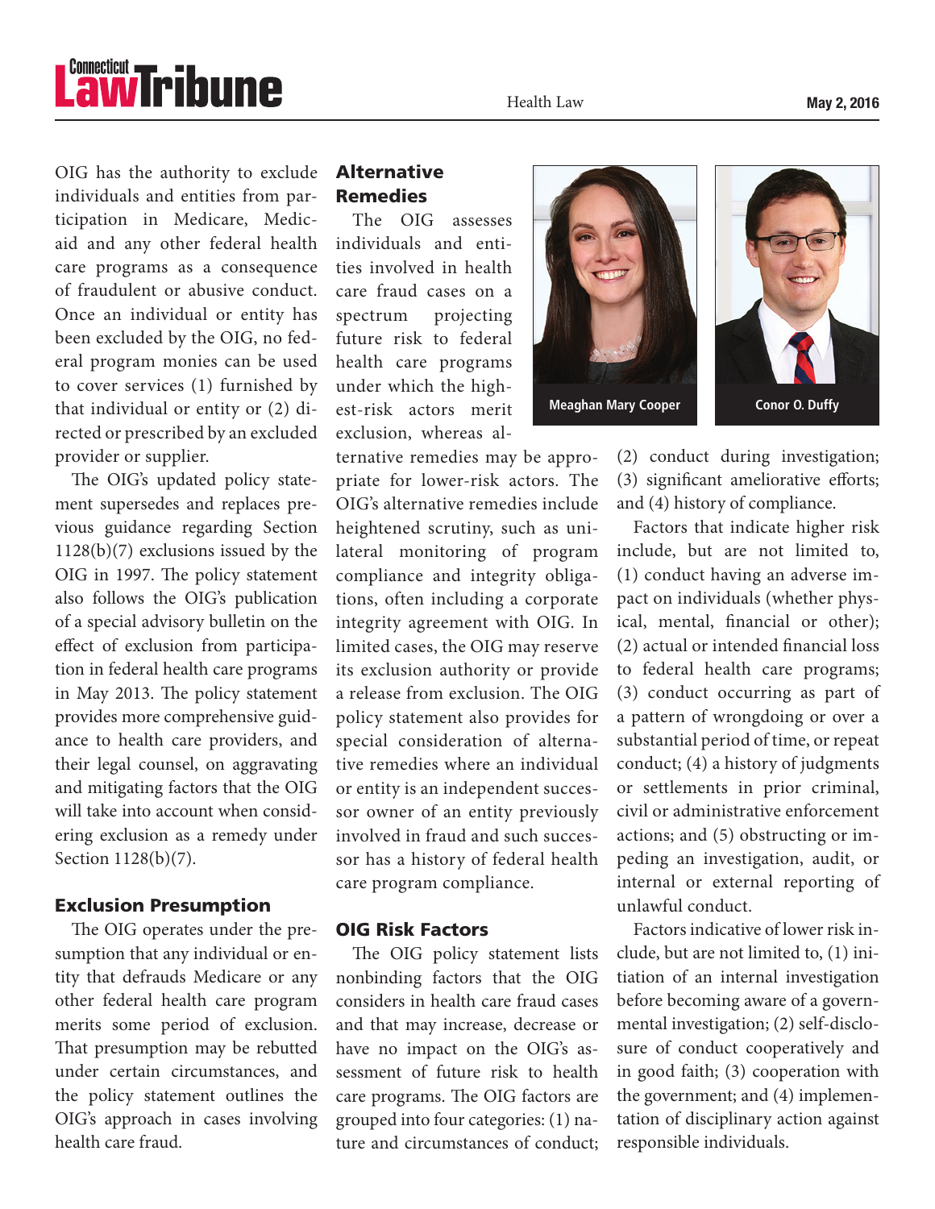OIG has the authority to exclude individuals and entities from participation in Medicare, Medicaid and any other federal health care programs as a consequence of fraudulent or abusive conduct. Once an individual or entity has been excluded by the OIG, no federal program monies can be used to cover services (1) furnished by that individual or entity or (2) directed or prescribed by an excluded provider or supplier.

The OIG's updated policy statement supersedes and replaces previous guidance regarding Section 1128(b)(7) exclusions issued by the OIG in 1997. The policy statement also follows the OIG's publication of a special advisory bulletin on the effect of exclusion from participation in federal health care programs in May 2013. The policy statement provides more comprehensive guidance to health care providers, and their legal counsel, on aggravating and mitigating factors that the OIG will take into account when considering exclusion as a remedy under Section 1128(b)(7).

## Exclusion Presumption

The OIG operates under the presumption that any individual or entity that defrauds Medicare or any other federal health care program merits some period of exclusion. That presumption may be rebutted under certain circumstances, and the policy statement outlines the OIG's approach in cases involving health care fraud.

## Alternative Remedies

The OIG assesses individuals and entities involved in health care fraud cases on a spectrum projecting future risk to federal health care programs under which the highest-risk actors merit exclusion, whereas alternative remedies may be appropriate for lower-risk actors. The OIG's alternative remedies include heightened scrutiny, such as unilateral monitoring of program compliance and integrity obligations, often including a corporate integrity agreement with OIG. In limited cases, the OIG may reserve its exclusion authority or provide a release from exclusion. The OIG policy statement also provides for special consideration of alternative remedies where an individual or entity is an independent successor owner of an entity previously involved in fraud and such successor has a history of federal health care program compliance.

Meaghan Mary Cooper

Conor O. Duffy

## OIG Risk Factors

The OIG policy statement lists nonbinding factors that the OIG considers in health care fraud cases and that may increase, decrease or have no impact on the OIG's assessment of future risk to health care programs. The OIG factors are grouped into four categories: (1) nature and circumstances of conduct; (2) conduct during investigation; (3) significant ameliorative efforts; and (4) history of compliance.

Factors that indicate higher risk include, but are not limited to, (1) conduct having an adverse impact on individuals (whether physical, mental, financial or other); (2) actual or intended financial loss to federal health care programs; (3) conduct occurring as part of a pattern of wrongdoing or over a substantial period of time, or repeat conduct; (4) a history of judgments or settlements in prior criminal, civil or administrative enforcement actions; and (5) obstructing or impeding an investigation, audit, or internal or external reporting of unlawful conduct.

Factors indicative of lower risk include, but are not limited to, (1) initiation of an internal investigation before becoming aware of a governmental investigation; (2) self-disclosure of conduct cooperatively and in good faith; (3) cooperation with the government; and (4) implementation of disciplinary action against responsible individuals.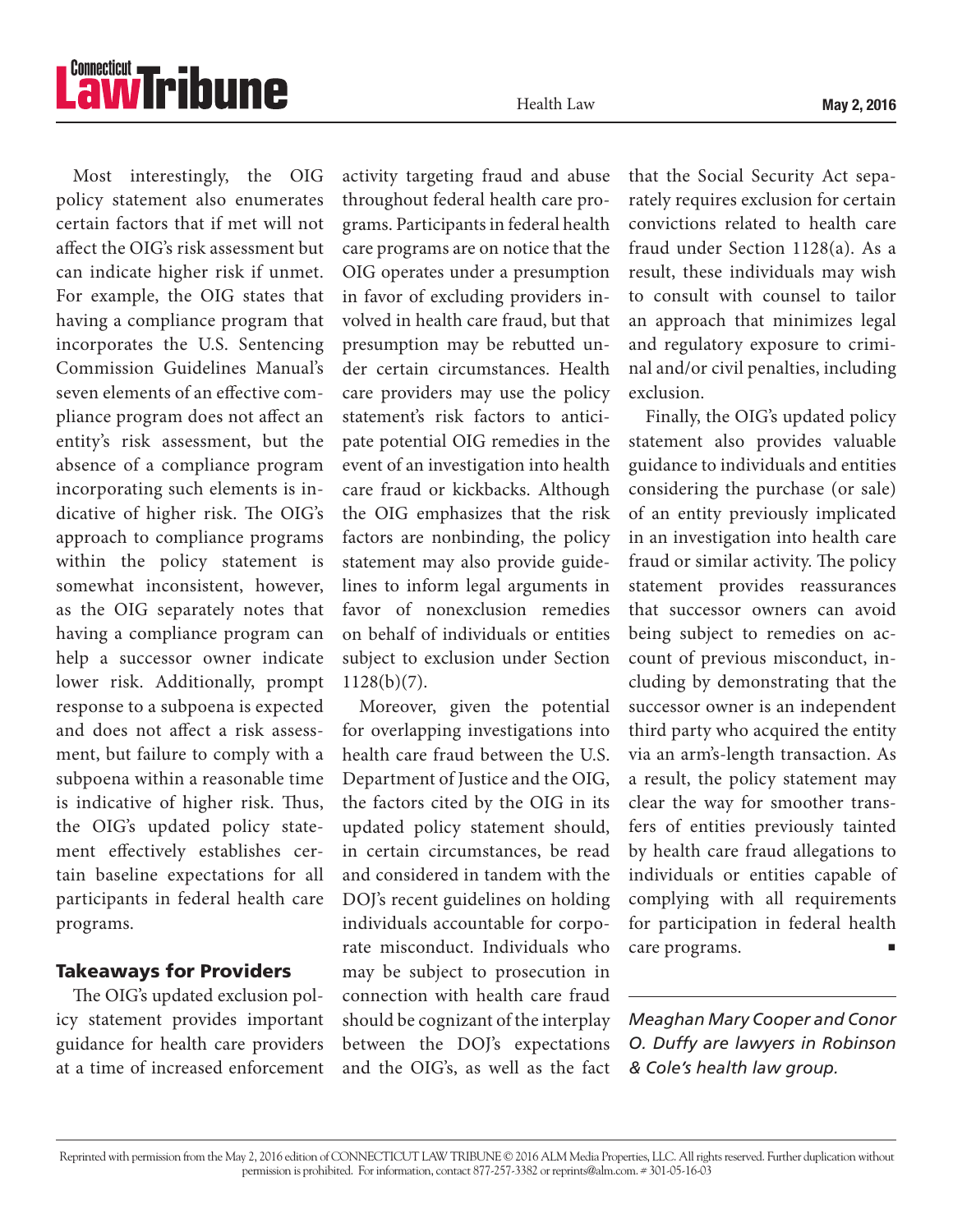Most interestingly, the OIG policy statement also enumerates certain factors that if met will not affect the OIG's risk assessment but can indicate higher risk if unmet. For example, the OIG states that having a compliance program that incorporates the U.S. Sentencing Commission Guidelines Manual's seven elements of an effective compliance program does not affect an entity's risk assessment, but the absence of a compliance program incorporating such elements is indicative of higher risk. The OIG's approach to compliance programs within the policy statement is somewhat inconsistent, however, as the OIG separately notes that having a compliance program can help a successor owner indicate lower risk. Additionally, prompt response to a subpoena is expected and does not affect a risk assessment, but failure to comply with a subpoena within a reasonable time is indicative of higher risk. Thus, the OIG's updated policy statement effectively establishes certain baseline expectations for all participants in federal health care programs.

## Takeaways for Providers

The OIG's updated exclusion policy statement provides important guidance for health care providers at a time of increased enforcement activity targeting fraud and abuse throughout federal health care programs. Participants in federal health care programs are on notice that the OIG operates under a presumption in favor of excluding providers involved in health care fraud, but that presumption may be rebutted under certain circumstances. Health care providers may use the policy statement's risk factors to anticipate potential OIG remedies in the event of an investigation into health care fraud or kickbacks. Although the OIG emphasizes that the risk factors are nonbinding, the policy statement may also provide guidelines to inform legal arguments in favor of nonexclusion remedies on behalf of individuals or entities subject to exclusion under Section 1128(b)(7).

Moreover, given the potential for overlapping investigations into health care fraud between the U.S. Department of Justice and the OIG, the factors cited by the OIG in its updated policy statement should, in certain circumstances, be read and considered in tandem with the DOJ's recent guidelines on holding individuals accountable for corporate misconduct. Individuals who may be subject to prosecution in connection with health care fraud should be cognizant of the interplay between the DOJ's expectations and the OIG's, as well as the fact that the Social Security Act separately requires exclusion for certain convictions related to health care fraud under Section 1128(a). As a result, these individuals may wish to consult with counsel to tailor an approach that minimizes legal and regulatory exposure to criminal and/or civil penalties, including exclusion.

Finally, the OIG's updated policy statement also provides valuable guidance to individuals and entities considering the purchase (or sale) of an entity previously implicated in an investigation into health care fraud or similar activity. The policy statement provides reassurances that successor owners can avoid being subject to remedies on account of previous misconduct, including by demonstrating that the successor owner is an independent third party who acquired the entity via an arm's-length transaction. As a result, the policy statement may clear the way for smoother transfers of entities previously tainted by health care fraud allegations to individuals or entities capable of complying with all requirements for participation in federal health care programs. ■

---

*Meaghan Mary Cooper and Conor O. Duffy are lawyers in Robinson & Cole's health law group.*

Reprinted with permission from the May 2, 2016 edition of CONNECTICUT LAW TRIBUNE © 2016 ALM Media Properties, LLC. All rights reserved. Further duplication without permission is prohibited. For information, contact 877-257-3382 or reprints@alm.com. # 301-05-16-03